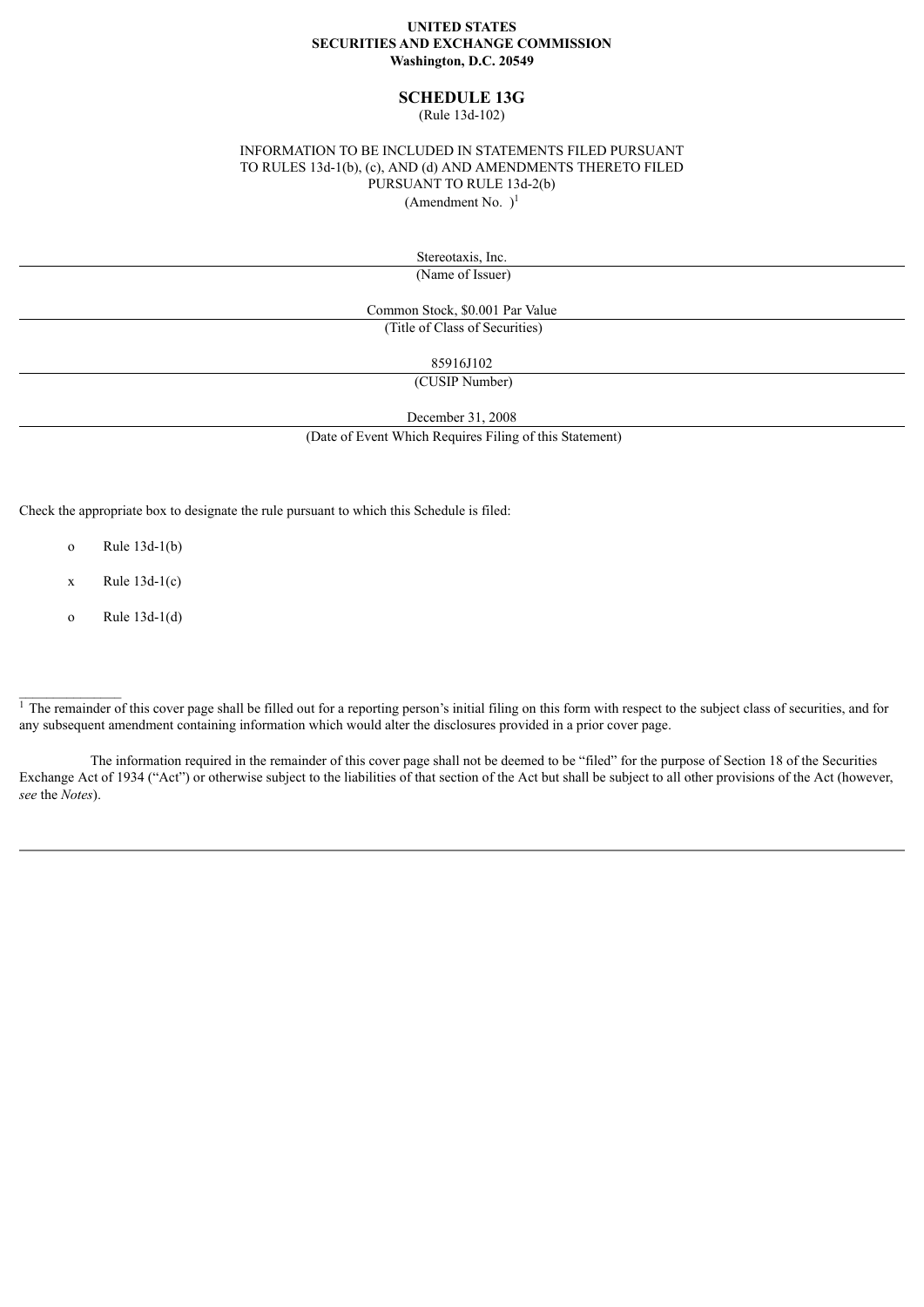**UNITED STATES**
**SECURITIES AND EXCHANGE COMMISSION**
**Washington, D.C. 20549**

# SCHEDULE 13G

(Rule 13d-102)

INFORMATION TO BE INCLUDED IN STATEMENTS FILED PURSUANT TO RULES 13d-1(b), (c), AND (d) AND AMENDMENTS THERETO FILED PURSUANT TO RULE 13d-2(b)

(Amendment No. )[1]

Stereotaxis, Inc.

(Name of Issuer)

Common Stock, $0.001 Par Value

(Title of Class of Securities)

85916J102

(CUSIP Number)

December 31, 2008

(Date of Event Which Requires Filing of this Statement)

Check the appropriate box to designate the rule pursuant to which this Schedule is filed:

o Rule 13d-1(b)

x Rule 13d-1(c)

o Rule 13d-1(d)

---

[1] The remainder of this cover page shall be filled out for a reporting person's initial filing on this form with respect to the subject class of securities, and for any subsequent amendment containing information which would alter the disclosures provided in a prior cover page.

The information required in the remainder of this cover page shall not be deemed to be "filed" for the purpose of Section 18 of the Securities Exchange Act of 1934 ("Act") or otherwise subject to the liabilities of that section of the Act but shall be subject to all other provisions of the Act (however, *see* the *Notes*).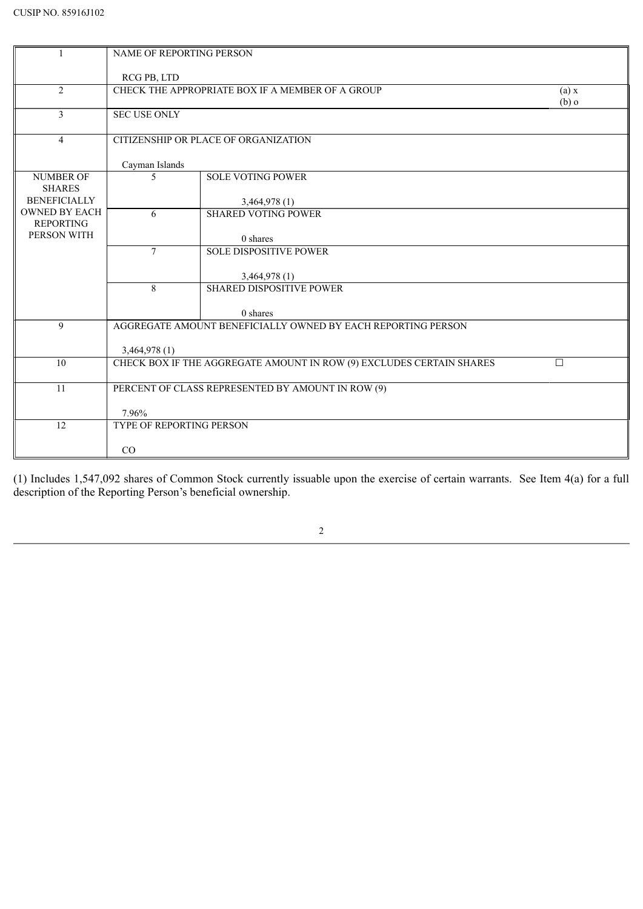CUSIP NO. 85916J102

| 1 | NAME OF REPORTING PERSON<br><br>RCG PB, LTD | | |
|---|---|---|---|
| 2 | CHECK THE APPROPRIATE BOX IF A MEMBER OF A GROUP | | (a) x<br>(b) o |
| 3 | SEC USE ONLY | | |
| 4 | CITIZENSHIP OR PLACE OF ORGANIZATION<br><br>Cayman Islands | | |
| NUMBER OF SHARES BENEFICIALLY OWNED BY EACH REPORTING PERSON WITH | 5 | SOLE VOTING POWER<br><br>3,464,978 (1) | |
| | 6 | SHARED VOTING POWER<br><br>0 shares | |
| | 7 | SOLE DISPOSITIVE POWER<br><br>3,464,978 (1) | |
| | 8 | SHARED DISPOSITIVE POWER<br><br>0 shares | |
| 9 | AGGREGATE AMOUNT BENEFICIALLY OWNED BY EACH REPORTING PERSON<br><br>3,464,978 (1) | | |
| 10 | CHECK BOX IF THE AGGREGATE AMOUNT IN ROW (9) EXCLUDES CERTAIN SHARES | | ☐ |
| 11 | PERCENT OF CLASS REPRESENTED BY AMOUNT IN ROW (9)<br><br>7.96% | | |
| 12 | TYPE OF REPORTING PERSON<br><br>CO | | |

(1) Includes 1,547,092 shares of Common Stock currently issuable upon the exercise of certain warrants. See Item 4(a) for a full description of the Reporting Person's beneficial ownership.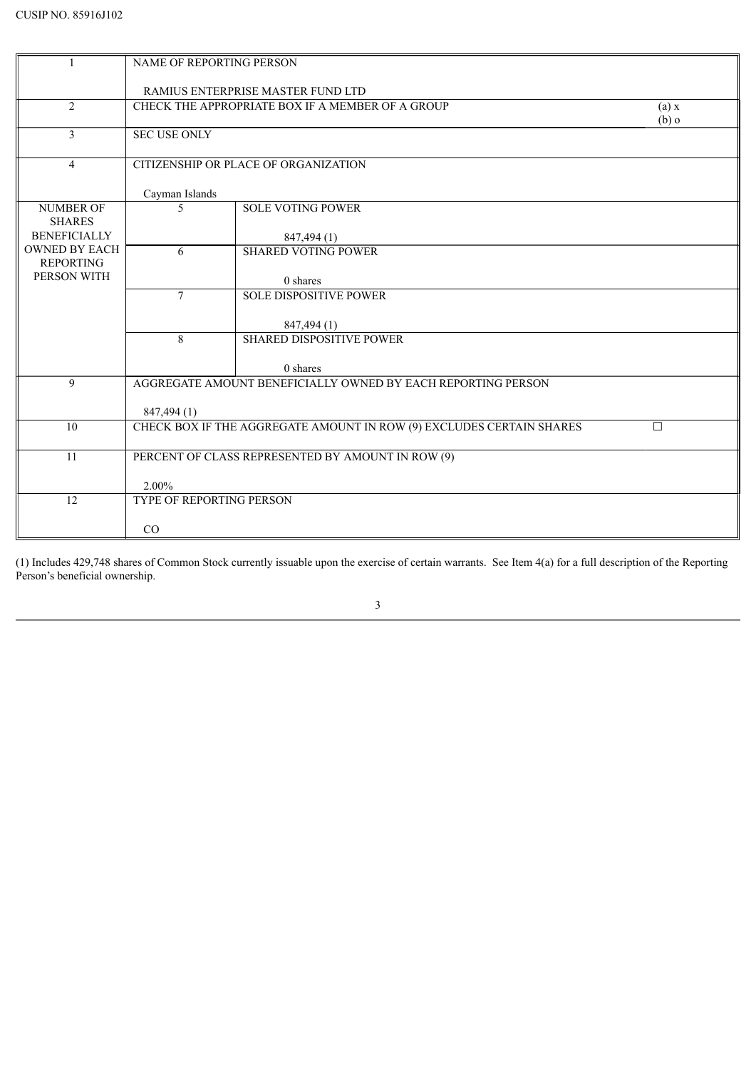CUSIP NO. 85916J102

| | | | |
|---|---|---|---|
| 1 | NAME OF REPORTING PERSON<br><br>RAMIUS ENTERPRISE MASTER FUND LTD | | |
| 2 | CHECK THE APPROPRIATE BOX IF A MEMBER OF A GROUP | | (a) x<br>(b) o |
| 3 | SEC USE ONLY | | |
| 4 | CITIZENSHIP OR PLACE OF ORGANIZATION<br><br>Cayman Islands | | |
| NUMBER OF SHARES BENEFICIALLY OWNED BY EACH REPORTING PERSON WITH | 5 | SOLE VOTING POWER<br><br>847,494 (1) | |
| | 6 | SHARED VOTING POWER<br><br>0 shares | |
| | 7 | SOLE DISPOSITIVE POWER<br><br>847,494 (1) | |
| | 8 | SHARED DISPOSITIVE POWER<br><br>0 shares | |
| 9 | AGGREGATE AMOUNT BENEFICIALLY OWNED BY EACH REPORTING PERSON<br><br>847,494 (1) | | |
| 10 | CHECK BOX IF THE AGGREGATE AMOUNT IN ROW (9) EXCLUDES CERTAIN SHARES | | ☐ |
| 11 | PERCENT OF CLASS REPRESENTED BY AMOUNT IN ROW (9)<br><br>2.00% | | |
| 12 | TYPE OF REPORTING PERSON<br><br>CO | | |

(1) Includes 429,748 shares of Common Stock currently issuable upon the exercise of certain warrants. See Item 4(a) for a full description of the Reporting Person's beneficial ownership.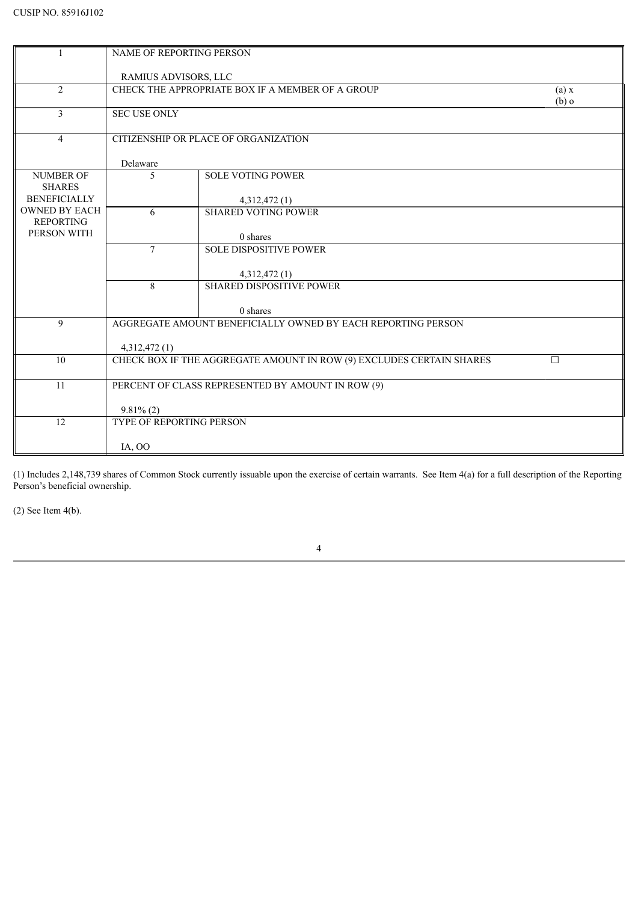CUSIP NO. 85916J102

| | | | |
|---|---|---|---|
| 1 | NAME OF REPORTING PERSON<br><br>RAMIUS ADVISORS, LLC | | |
| 2 | CHECK THE APPROPRIATE BOX IF A MEMBER OF A GROUP | | (a) x<br>(b) o |
| 3 | SEC USE ONLY | | |
| 4 | CITIZENSHIP OR PLACE OF ORGANIZATION<br><br>Delaware | | |
| NUMBER OF SHARES BENEFICIALLY OWNED BY EACH REPORTING PERSON WITH | 5 | SOLE VOTING POWER<br><br>4,312,472 (1) | |
| | 6 | SHARED VOTING POWER<br><br>0 shares | |
| | 7 | SOLE DISPOSITIVE POWER<br><br>4,312,472 (1) | |
| | 8 | SHARED DISPOSITIVE POWER<br><br>0 shares | |
| 9 | AGGREGATE AMOUNT BENEFICIALLY OWNED BY EACH REPORTING PERSON<br><br>4,312,472 (1) | | |
| 10 | CHECK BOX IF THE AGGREGATE AMOUNT IN ROW (9) EXCLUDES CERTAIN SHARES | | ☐ |
| 11 | PERCENT OF CLASS REPRESENTED BY AMOUNT IN ROW (9)<br><br>9.81% (2) | | |
| 12 | TYPE OF REPORTING PERSON<br><br>IA, OO | | |

(1) Includes 2,148,739 shares of Common Stock currently issuable upon the exercise of certain warrants. See Item 4(a) for a full description of the Reporting Person's beneficial ownership.

(2) See Item 4(b).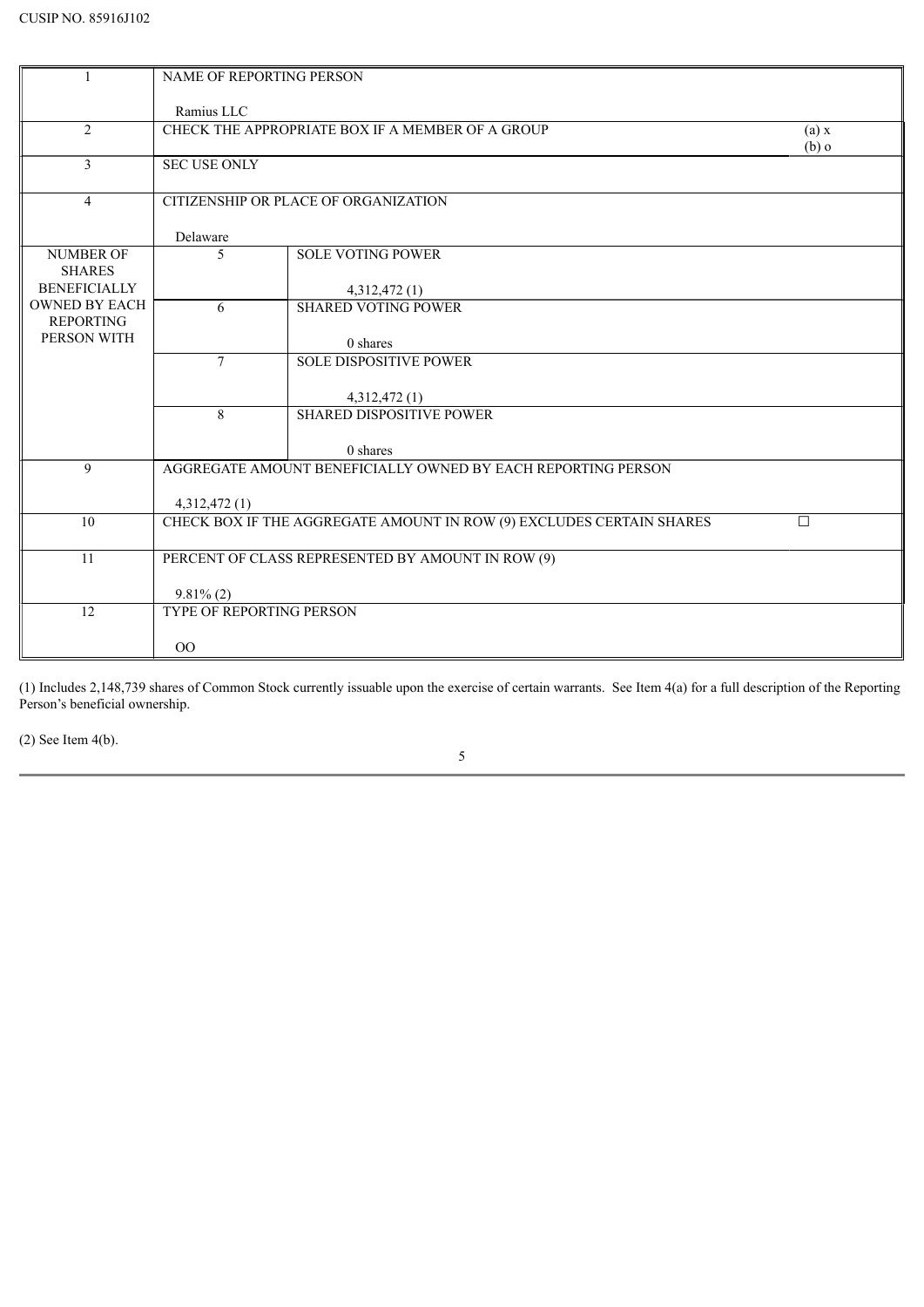CUSIP NO. 85916J102

| | | | |
|---|---|---|---|
| 1 | NAME OF REPORTING PERSON<br><br>Ramius LLC | | |
| 2 | CHECK THE APPROPRIATE BOX IF A MEMBER OF A GROUP | | (a) x<br>(b) o |
| 3 | SEC USE ONLY | | |
| 4 | CITIZENSHIP OR PLACE OF ORGANIZATION<br><br>Delaware | | |
| NUMBER OF SHARES BENEFICIALLY OWNED BY EACH REPORTING PERSON WITH | 5 | SOLE VOTING POWER<br><br>4,312,472 (1) | |
| | 6 | SHARED VOTING POWER<br><br>0 shares | |
| | 7 | SOLE DISPOSITIVE POWER<br><br>4,312,472 (1) | |
| | 8 | SHARED DISPOSITIVE POWER<br><br>0 shares | |
| 9 | AGGREGATE AMOUNT BENEFICIALLY OWNED BY EACH REPORTING PERSON<br><br>4,312,472 (1) | | |
| 10 | CHECK BOX IF THE AGGREGATE AMOUNT IN ROW (9) EXCLUDES CERTAIN SHARES | | ☐ |
| 11 | PERCENT OF CLASS REPRESENTED BY AMOUNT IN ROW (9)<br><br>9.81% (2) | | |
| 12 | TYPE OF REPORTING PERSON<br><br>OO | | |

(1) Includes 2,148,739 shares of Common Stock currently issuable upon the exercise of certain warrants. See Item 4(a) for a full description of the Reporting Person's beneficial ownership.

(2) See Item 4(b).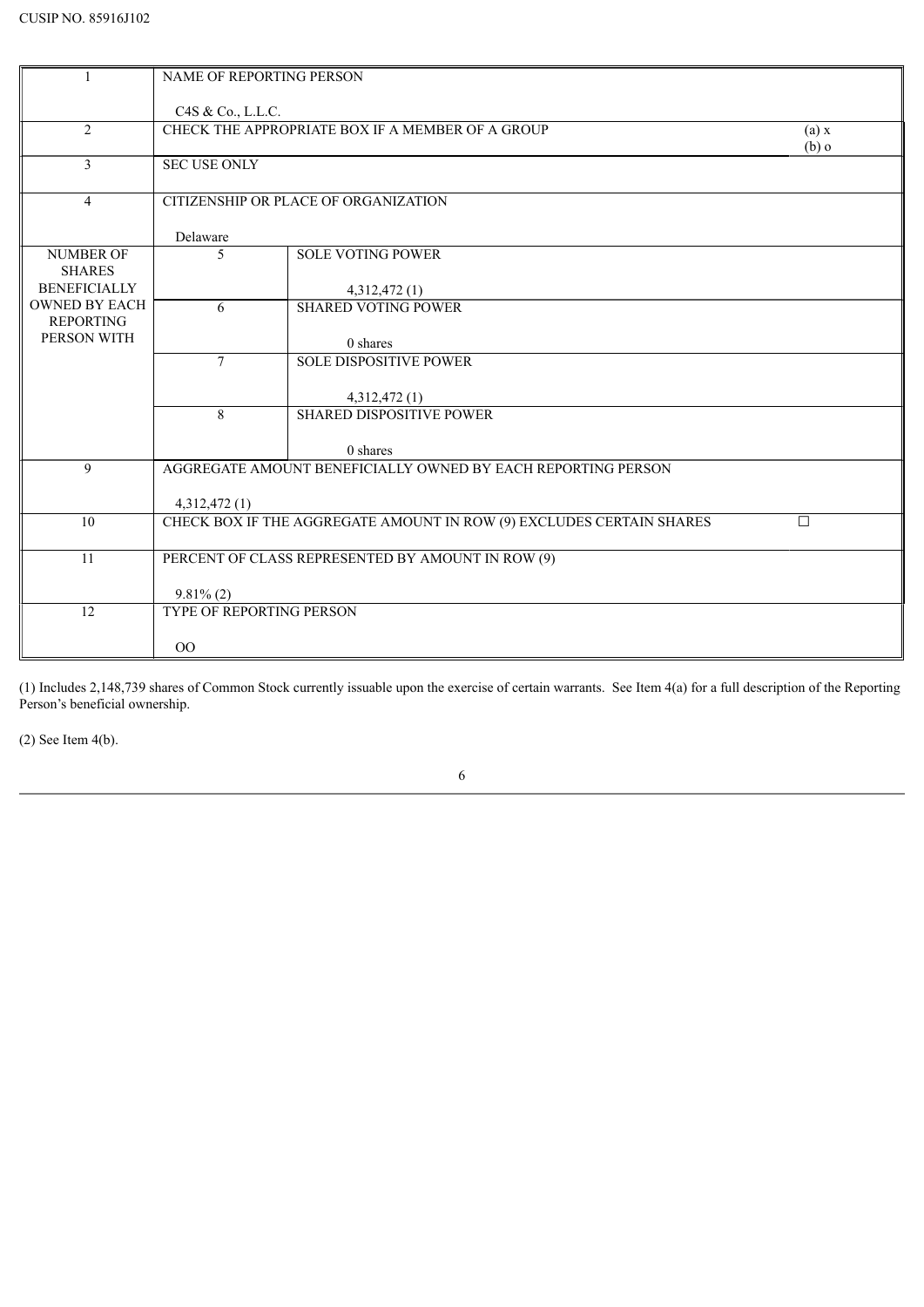CUSIP NO. 85916J102

| | | | |
|---|---|---|---|
| 1 | NAME OF REPORTING PERSON<br><br>C4S & Co., L.L.C. | | |
| 2 | CHECK THE APPROPRIATE BOX IF A MEMBER OF A GROUP | | (a) x<br>(b) o |
| 3 | SEC USE ONLY | | |
| 4 | CITIZENSHIP OR PLACE OF ORGANIZATION<br><br>Delaware | | |
| NUMBER OF SHARES BENEFICIALLY OWNED BY EACH REPORTING PERSON WITH | 5 | SOLE VOTING POWER<br><br>4,312,472 (1) | |
| | 6 | SHARED VOTING POWER<br><br>0 shares | |
| | 7 | SOLE DISPOSITIVE POWER<br><br>4,312,472 (1) | |
| | 8 | SHARED DISPOSITIVE POWER<br><br>0 shares | |
| 9 | AGGREGATE AMOUNT BENEFICIALLY OWNED BY EACH REPORTING PERSON<br><br>4,312,472 (1) | | |
| 10 | CHECK BOX IF THE AGGREGATE AMOUNT IN ROW (9) EXCLUDES CERTAIN SHARES | | ☐ |
| 11 | PERCENT OF CLASS REPRESENTED BY AMOUNT IN ROW (9)<br><br>9.81% (2) | | |
| 12 | TYPE OF REPORTING PERSON<br><br>OO | | |

(1) Includes 2,148,739 shares of Common Stock currently issuable upon the exercise of certain warrants. See Item 4(a) for a full description of the Reporting Person's beneficial ownership.

(2) See Item 4(b).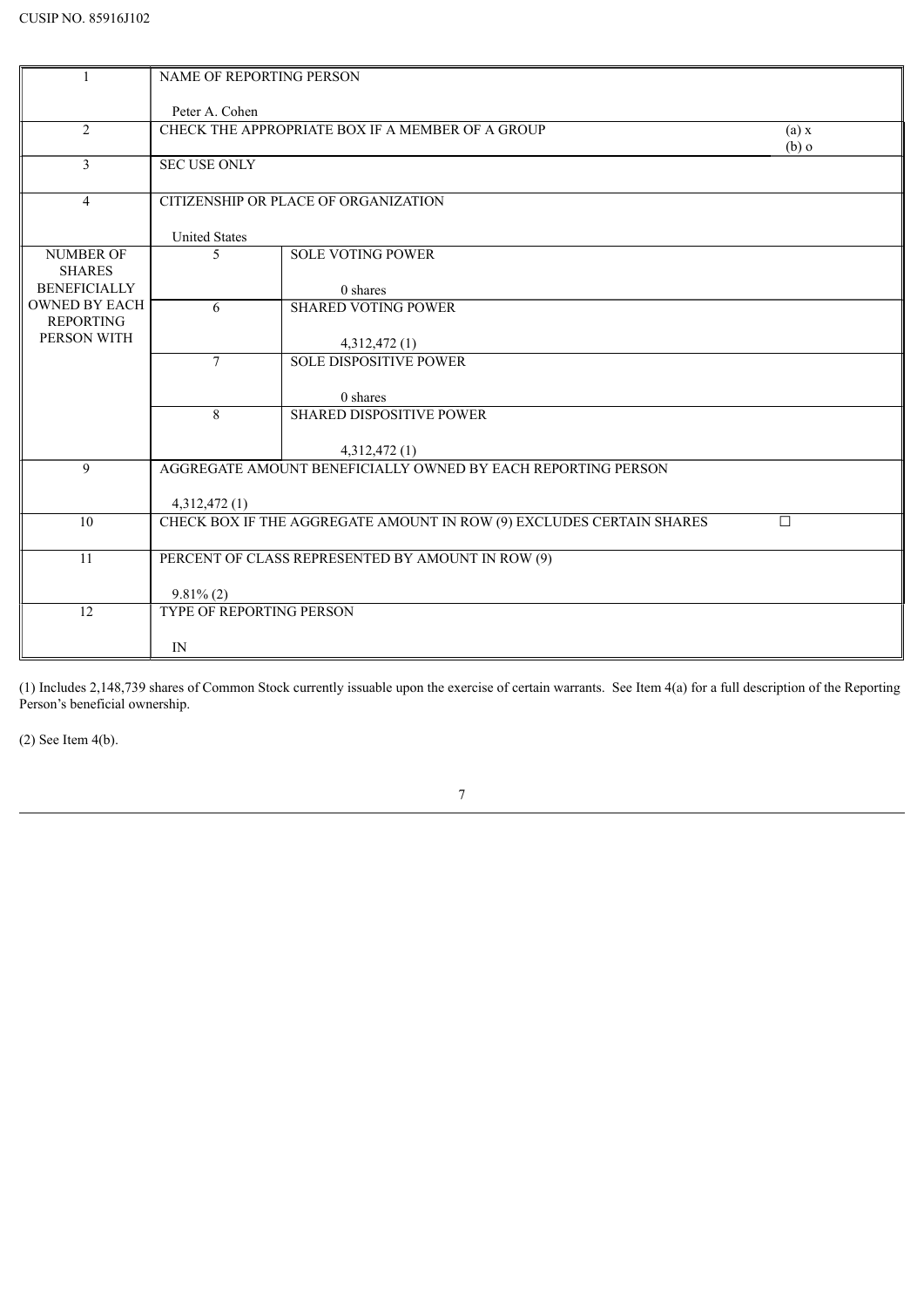CUSIP NO. 85916J102

| | | | |
|---|---|---|---|
| 1 | NAME OF REPORTING PERSON<br><br>Peter A. Cohen | | |
| 2 | CHECK THE APPROPRIATE BOX IF A MEMBER OF A GROUP | | (a) x<br>(b) o |
| 3 | SEC USE ONLY | | |
| 4 | CITIZENSHIP OR PLACE OF ORGANIZATION<br><br>United States | | |
| NUMBER OF SHARES BENEFICIALLY OWNED BY EACH REPORTING PERSON WITH | 5 | SOLE VOTING POWER<br><br>0 shares | |
| | 6 | SHARED VOTING POWER<br><br>4,312,472 (1) | |
| | 7 | SOLE DISPOSITIVE POWER<br><br>0 shares | |
| | 8 | SHARED DISPOSITIVE POWER<br><br>4,312,472 (1) | |
| 9 | AGGREGATE AMOUNT BENEFICIALLY OWNED BY EACH REPORTING PERSON<br><br>4,312,472 (1) | | |
| 10 | CHECK BOX IF THE AGGREGATE AMOUNT IN ROW (9) EXCLUDES CERTAIN SHARES | | ☐ |
| 11 | PERCENT OF CLASS REPRESENTED BY AMOUNT IN ROW (9)<br><br>9.81% (2) | | |
| 12 | TYPE OF REPORTING PERSON<br><br>IN | | |

(1) Includes 2,148,739 shares of Common Stock currently issuable upon the exercise of certain warrants. See Item 4(a) for a full description of the Reporting Person's beneficial ownership.

(2) See Item 4(b).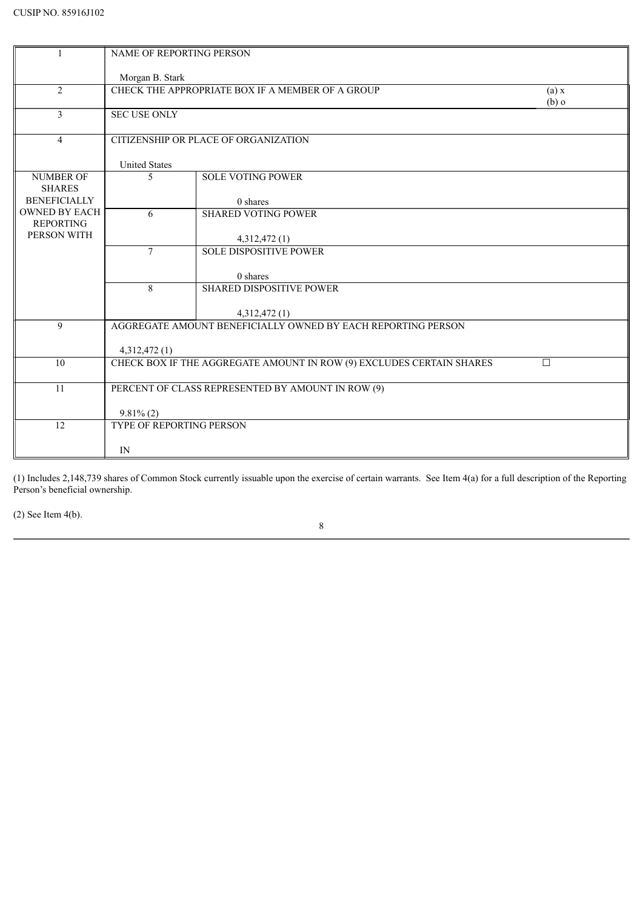CUSIP NO. 85916J102

| 1 | NAME OF REPORTING PERSON<br><br>Morgan B. Stark | | |
|---|---|---|---|
| 2 | CHECK THE APPROPRIATE BOX IF A MEMBER OF A GROUP | | (a) x<br>(b) o |
| 3 | SEC USE ONLY | | |
| 4 | CITIZENSHIP OR PLACE OF ORGANIZATION<br><br>United States | | |
| NUMBER OF SHARES BENEFICIALLY OWNED BY EACH REPORTING PERSON WITH | 5 | SOLE VOTING POWER<br><br>0 shares | |
| | 6 | SHARED VOTING POWER<br><br>4,312,472 (1) | |
| | 7 | SOLE DISPOSITIVE POWER<br><br>0 shares | |
| | 8 | SHARED DISPOSITIVE POWER<br><br>4,312,472 (1) | |
| 9 | AGGREGATE AMOUNT BENEFICIALLY OWNED BY EACH REPORTING PERSON<br><br>4,312,472 (1) | | |
| 10 | CHECK BOX IF THE AGGREGATE AMOUNT IN ROW (9) EXCLUDES CERTAIN SHARES | | ☐ |
| 11 | PERCENT OF CLASS REPRESENTED BY AMOUNT IN ROW (9)<br><br>9.81% (2) | | |
| 12 | TYPE OF REPORTING PERSON<br><br>IN | | |

(1) Includes 2,148,739 shares of Common Stock currently issuable upon the exercise of certain warrants. See Item 4(a) for a full description of the Reporting Person's beneficial ownership.

(2) See Item 4(b).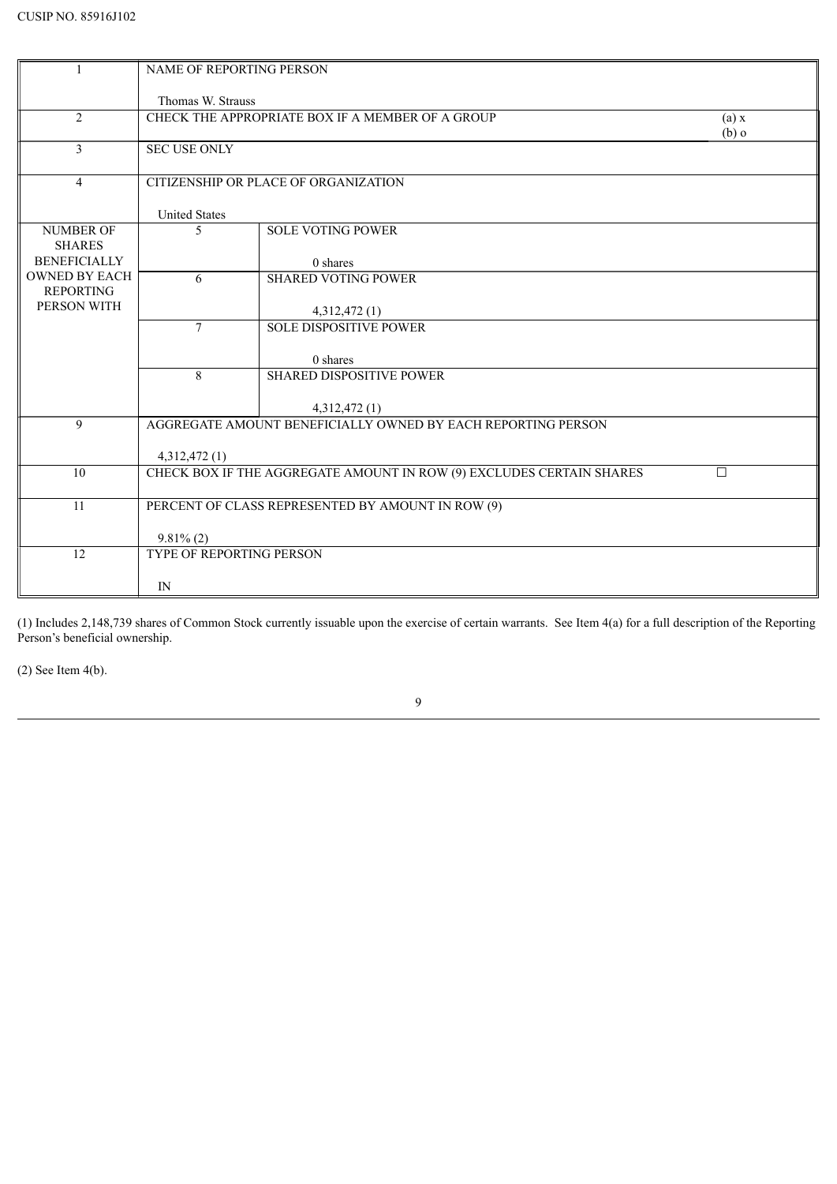CUSIP NO. 85916J102

| | | | |
|---|---|---|---|
| 1 | NAME OF REPORTING PERSON<br><br>Thomas W. Strauss | | |
| 2 | CHECK THE APPROPRIATE BOX IF A MEMBER OF A GROUP | | (a) x<br>(b) o |
| 3 | SEC USE ONLY | | |
| 4 | CITIZENSHIP OR PLACE OF ORGANIZATION<br><br>United States | | |
| NUMBER OF SHARES BENEFICIALLY OWNED BY EACH REPORTING PERSON WITH | 5 | SOLE VOTING POWER<br><br>0 shares | |
| | 6 | SHARED VOTING POWER<br><br>4,312,472 (1) | |
| | 7 | SOLE DISPOSITIVE POWER<br><br>0 shares | |
| | 8 | SHARED DISPOSITIVE POWER<br><br>4,312,472 (1) | |
| 9 | AGGREGATE AMOUNT BENEFICIALLY OWNED BY EACH REPORTING PERSON<br><br>4,312,472 (1) | | |
| 10 | CHECK BOX IF THE AGGREGATE AMOUNT IN ROW (9) EXCLUDES CERTAIN SHARES | | ☐ |
| 11 | PERCENT OF CLASS REPRESENTED BY AMOUNT IN ROW (9)<br><br>9.81% (2) | | |
| 12 | TYPE OF REPORTING PERSON<br><br>IN | | |

(1) Includes 2,148,739 shares of Common Stock currently issuable upon the exercise of certain warrants. See Item 4(a) for a full description of the Reporting Person's beneficial ownership.

(2) See Item 4(b).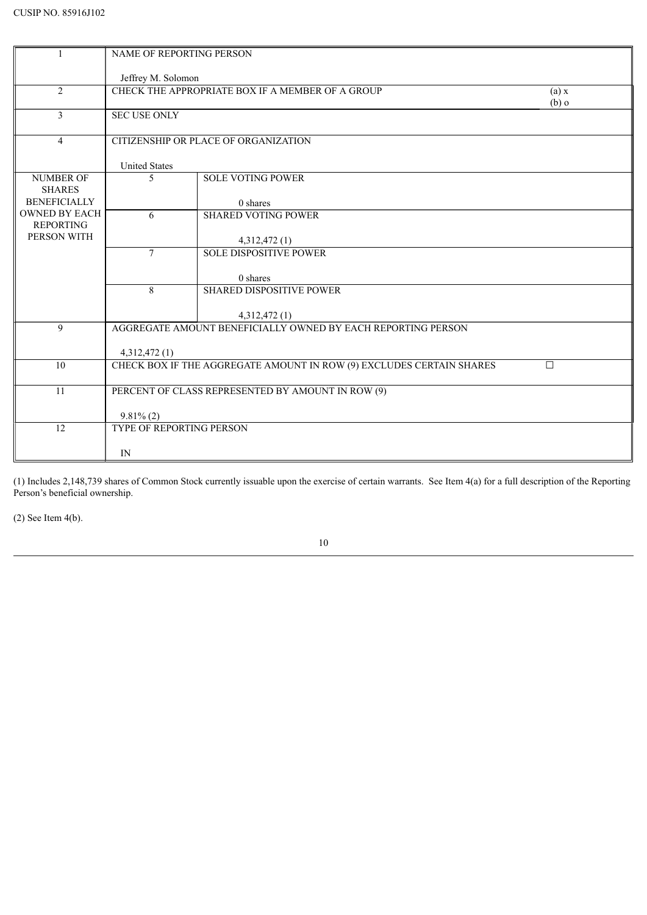CUSIP NO. 85916J102

| | | | |
|---|---|---|---|
| 1 | NAME OF REPORTING PERSON<br><br>Jeffrey M. Solomon | | |
| 2 | CHECK THE APPROPRIATE BOX IF A MEMBER OF A GROUP | | (a) x<br>(b) o |
| 3 | SEC USE ONLY | | |
| 4 | CITIZENSHIP OR PLACE OF ORGANIZATION<br><br>United States | | |
| NUMBER OF SHARES BENEFICIALLY OWNED BY EACH REPORTING PERSON WITH | 5 | SOLE VOTING POWER<br><br>0 shares | |
| | 6 | SHARED VOTING POWER<br><br>4,312,472 (1) | |
| | 7 | SOLE DISPOSITIVE POWER<br><br>0 shares | |
| | 8 | SHARED DISPOSITIVE POWER<br><br>4,312,472 (1) | |
| 9 | AGGREGATE AMOUNT BENEFICIALLY OWNED BY EACH REPORTING PERSON<br><br>4,312,472 (1) | | |
| 10 | CHECK BOX IF THE AGGREGATE AMOUNT IN ROW (9) EXCLUDES CERTAIN SHARES | | ☐ |
| 11 | PERCENT OF CLASS REPRESENTED BY AMOUNT IN ROW (9)<br><br>9.81% (2) | | |
| 12 | TYPE OF REPORTING PERSON<br><br>IN | | |

(1) Includes 2,148,739 shares of Common Stock currently issuable upon the exercise of certain warrants. See Item 4(a) for a full description of the Reporting Person's beneficial ownership.

(2) See Item 4(b).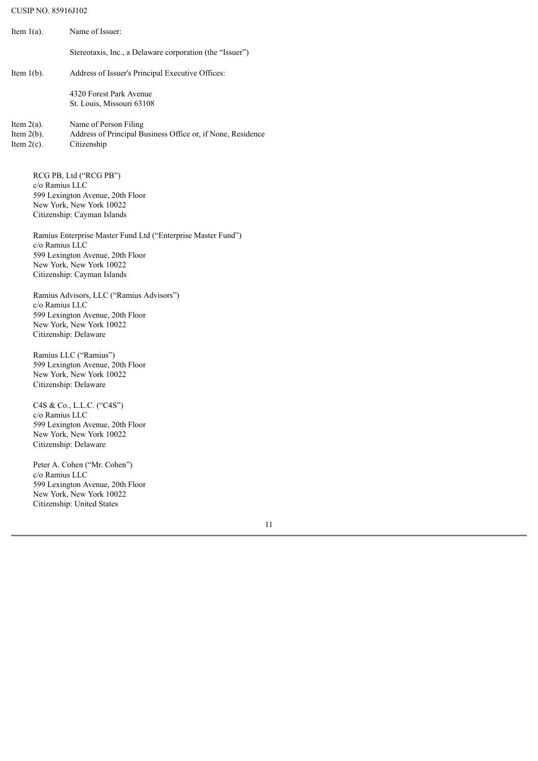CUSIP NO. 85916J102

Item 1(a). Name of Issuer:

Stereotaxis, Inc., a Delaware corporation (the "Issuer")

Item 1(b). Address of Issuer's Principal Executive Offices:

4320 Forest Park Avenue
St. Louis, Missouri 63108

Item 2(a). Name of Person Filing
Item 2(b). Address of Principal Business Office or, if None, Residence
Item 2(c). Citizenship

RCG PB, Ltd ("RCG PB")
c/o Ramius LLC
599 Lexington Avenue, 20th Floor
New York, New York 10022
Citizenship: Cayman Islands

Ramius Enterprise Master Fund Ltd ("Enterprise Master Fund")
c/o Ramius LLC
599 Lexington Avenue, 20th Floor
New York, New York 10022
Citizenship: Cayman Islands

Ramius Advisors, LLC ("Ramius Advisors")
c/o Ramius LLC
599 Lexington Avenue, 20th Floor
New York, New York 10022
Citizenship: Delaware

Ramius LLC ("Ramius")
599 Lexington Avenue, 20th Floor
New York, New York 10022
Citizenship: Delaware

C4S & Co., L.L.C. ("C4S")
c/o Ramius LLC
599 Lexington Avenue, 20th Floor
New York, New York 10022
Citizenship: Delaware

Peter A. Cohen ("Mr. Cohen")
c/o Ramius LLC
599 Lexington Avenue, 20th Floor
New York, New York 10022
Citizenship: United States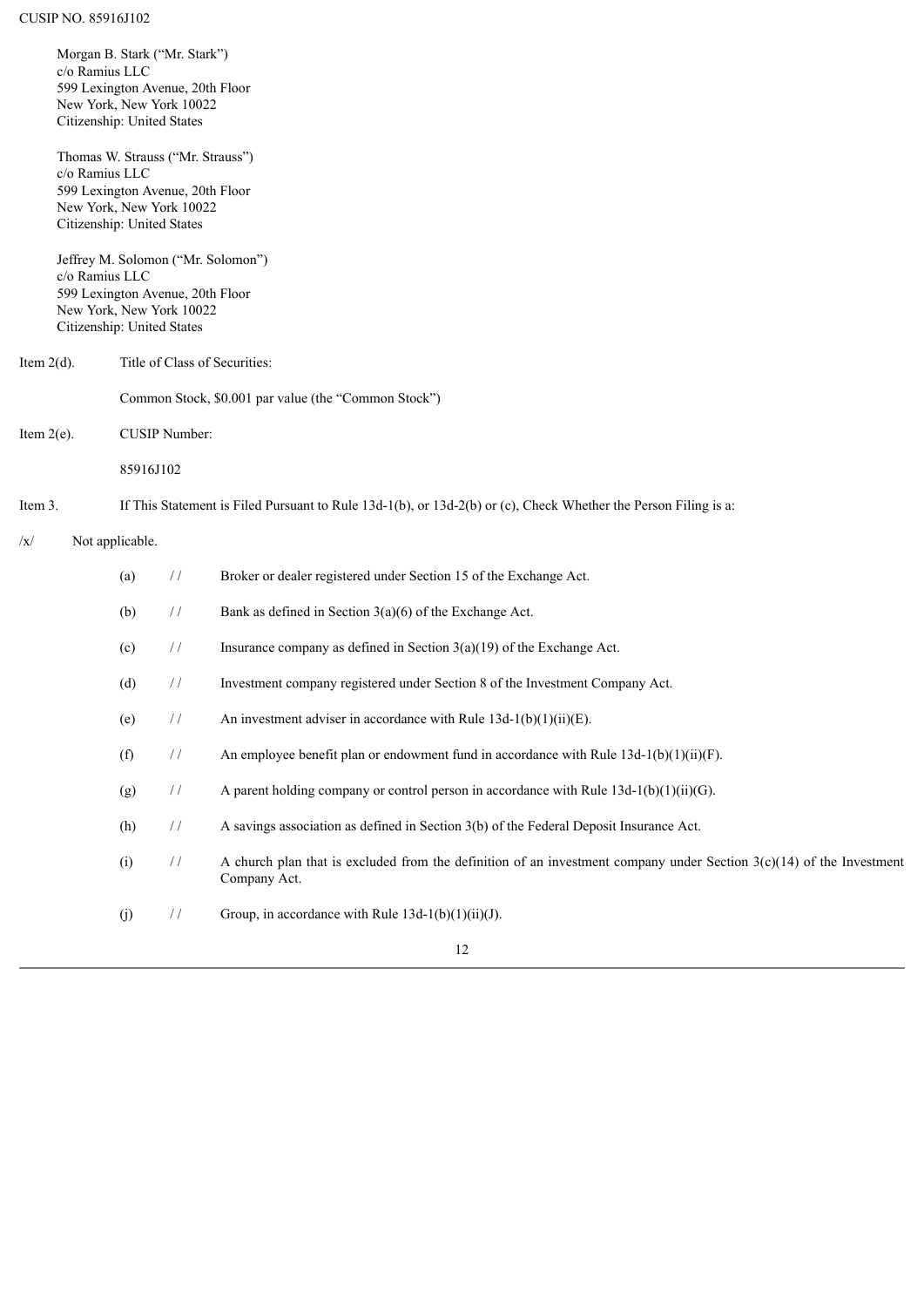Morgan B. Stark (“Mr. Stark”)
c/o Ramius LLC
599 Lexington Avenue, 20th Floor
New York, New York 10022
Citizenship: United States

Thomas W. Strauss (“Mr. Strauss”)
c/o Ramius LLC
599 Lexington Avenue, 20th Floor
New York, New York 10022
Citizenship: United States

Jeffrey M. Solomon (“Mr. Solomon”)
c/o Ramius LLC
599 Lexington Avenue, 20th Floor
New York, New York 10022
Citizenship: United States

Item 2(d). Title of Class of Securities:

Common Stock, $0.001 par value (the “Common Stock”)

Item 2(e). CUSIP Number:

85916J102

Item 3. If This Statement is Filed Pursuant to Rule 13d-1(b), or 13d-2(b) or (c), Check Whether the Person Filing is a:

/x/ Not applicable.

(a) / / Broker or dealer registered under Section 15 of the Exchange Act.

(b) / / Bank as defined in Section 3(a)(6) of the Exchange Act.

(c) / / Insurance company as defined in Section 3(a)(19) of the Exchange Act.

(d) / / Investment company registered under Section 8 of the Investment Company Act.

(e) / / An investment adviser in accordance with Rule 13d-1(b)(1)(ii)(E).

(f) / / An employee benefit plan or endowment fund in accordance with Rule 13d-1(b)(1)(ii)(F).

(g) / / A parent holding company or control person in accordance with Rule 13d-1(b)(1)(ii)(G).

(h) / / A savings association as defined in Section 3(b) of the Federal Deposit Insurance Act.

(i) / / A church plan that is excluded from the definition of an investment company under Section 3(c)(14) of the Investment Company Act.

(j) / / Group, in accordance with Rule 13d-1(b)(1)(ii)(J).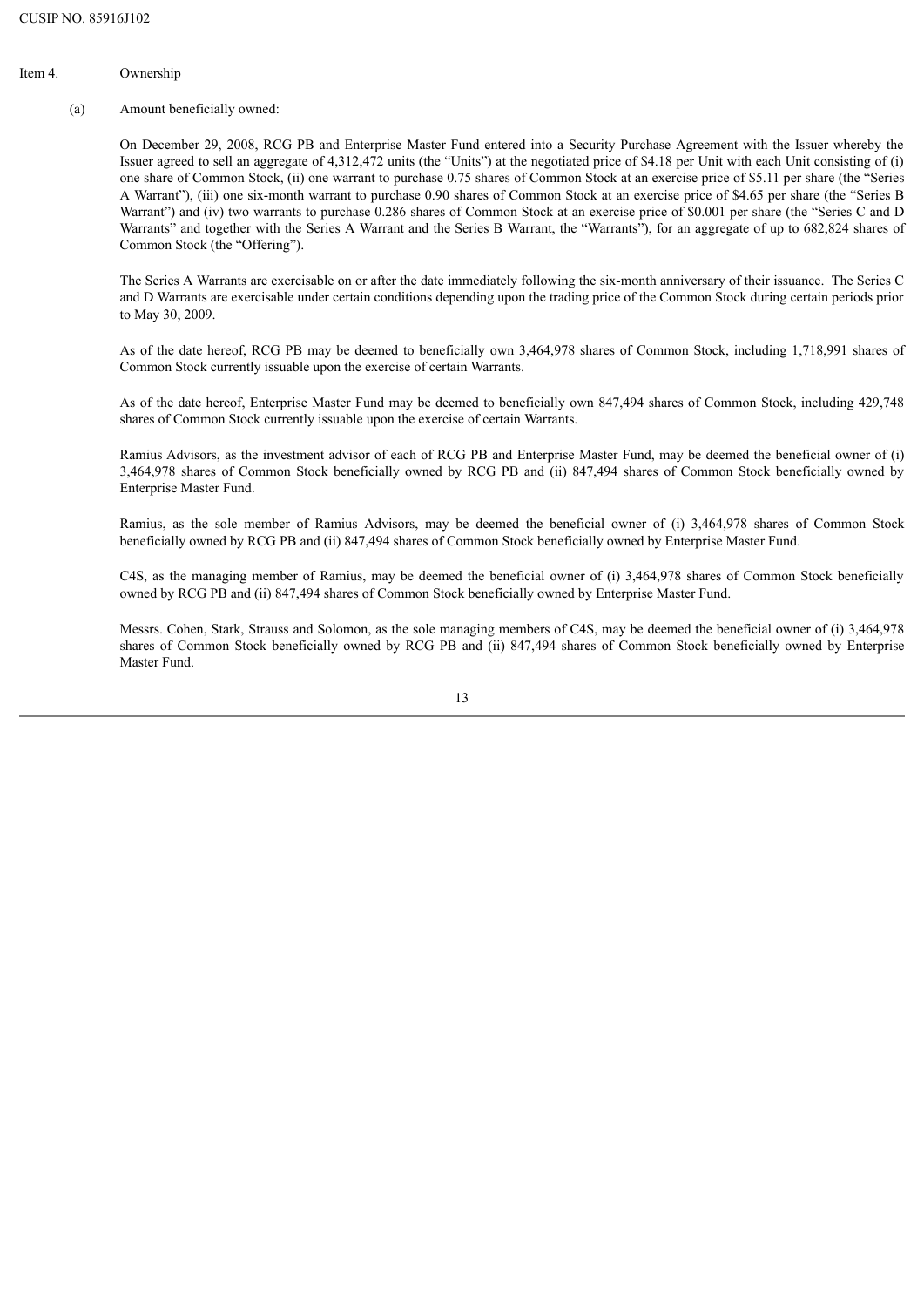CUSIP NO. 85916J102

Item 4. Ownership

(a) Amount beneficially owned:

On December 29, 2008, RCG PB and Enterprise Master Fund entered into a Security Purchase Agreement with the Issuer whereby the Issuer agreed to sell an aggregate of 4,312,472 units (the "Units") at the negotiated price of $4.18 per Unit with each Unit consisting of (i) one share of Common Stock, (ii) one warrant to purchase 0.75 shares of Common Stock at an exercise price of $5.11 per share (the "Series A Warrant"), (iii) one six-month warrant to purchase 0.90 shares of Common Stock at an exercise price of $4.65 per share (the "Series B Warrant") and (iv) two warrants to purchase 0.286 shares of Common Stock at an exercise price of $0.001 per share (the "Series C and D Warrants" and together with the Series A Warrant and the Series B Warrant, the "Warrants"), for an aggregate of up to 682,824 shares of Common Stock (the "Offering").

The Series A Warrants are exercisable on or after the date immediately following the six-month anniversary of their issuance. The Series C and D Warrants are exercisable under certain conditions depending upon the trading price of the Common Stock during certain periods prior to May 30, 2009.

As of the date hereof, RCG PB may be deemed to beneficially own 3,464,978 shares of Common Stock, including 1,718,991 shares of Common Stock currently issuable upon the exercise of certain Warrants.

As of the date hereof, Enterprise Master Fund may be deemed to beneficially own 847,494 shares of Common Stock, including 429,748 shares of Common Stock currently issuable upon the exercise of certain Warrants.

Ramius Advisors, as the investment advisor of each of RCG PB and Enterprise Master Fund, may be deemed the beneficial owner of (i) 3,464,978 shares of Common Stock beneficially owned by RCG PB and (ii) 847,494 shares of Common Stock beneficially owned by Enterprise Master Fund.

Ramius, as the sole member of Ramius Advisors, may be deemed the beneficial owner of (i) 3,464,978 shares of Common Stock beneficially owned by RCG PB and (ii) 847,494 shares of Common Stock beneficially owned by Enterprise Master Fund.

C4S, as the managing member of Ramius, may be deemed the beneficial owner of (i) 3,464,978 shares of Common Stock beneficially owned by RCG PB and (ii) 847,494 shares of Common Stock beneficially owned by Enterprise Master Fund.

Messrs. Cohen, Stark, Strauss and Solomon, as the sole managing members of C4S, may be deemed the beneficial owner of (i) 3,464,978 shares of Common Stock beneficially owned by RCG PB and (ii) 847,494 shares of Common Stock beneficially owned by Enterprise Master Fund.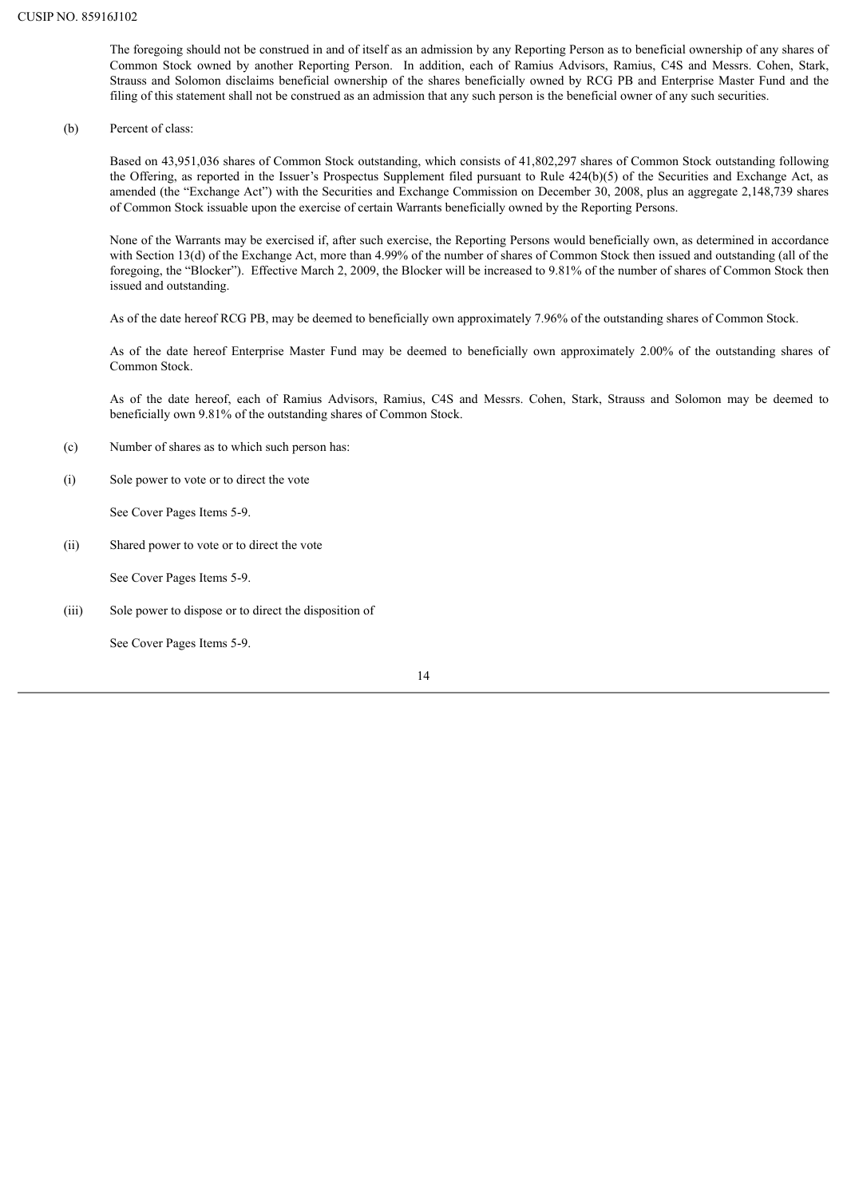The foregoing should not be construed in and of itself as an admission by any Reporting Person as to beneficial ownership of any shares of Common Stock owned by another Reporting Person. In addition, each of Ramius Advisors, Ramius, C4S and Messrs. Cohen, Stark, Strauss and Solomon disclaims beneficial ownership of the shares beneficially owned by RCG PB and Enterprise Master Fund and the filing of this statement shall not be construed as an admission that any such person is the beneficial owner of any such securities.

(b) Percent of class:

Based on 43,951,036 shares of Common Stock outstanding, which consists of 41,802,297 shares of Common Stock outstanding following the Offering, as reported in the Issuer's Prospectus Supplement filed pursuant to Rule 424(b)(5) of the Securities and Exchange Act, as amended (the "Exchange Act") with the Securities and Exchange Commission on December 30, 2008, plus an aggregate 2,148,739 shares of Common Stock issuable upon the exercise of certain Warrants beneficially owned by the Reporting Persons.

None of the Warrants may be exercised if, after such exercise, the Reporting Persons would beneficially own, as determined in accordance with Section 13(d) of the Exchange Act, more than 4.99% of the number of shares of Common Stock then issued and outstanding (all of the foregoing, the "Blocker"). Effective March 2, 2009, the Blocker will be increased to 9.81% of the number of shares of Common Stock then issued and outstanding.

As of the date hereof RCG PB, may be deemed to beneficially own approximately 7.96% of the outstanding shares of Common Stock.

As of the date hereof Enterprise Master Fund may be deemed to beneficially own approximately 2.00% of the outstanding shares of Common Stock.

As of the date hereof, each of Ramius Advisors, Ramius, C4S and Messrs. Cohen, Stark, Strauss and Solomon may be deemed to beneficially own 9.81% of the outstanding shares of Common Stock.

(c) Number of shares as to which such person has:

(i) Sole power to vote or to direct the vote

See Cover Pages Items 5-9.

(ii) Shared power to vote or to direct the vote

See Cover Pages Items 5-9.

(iii) Sole power to dispose or to direct the disposition of

See Cover Pages Items 5-9.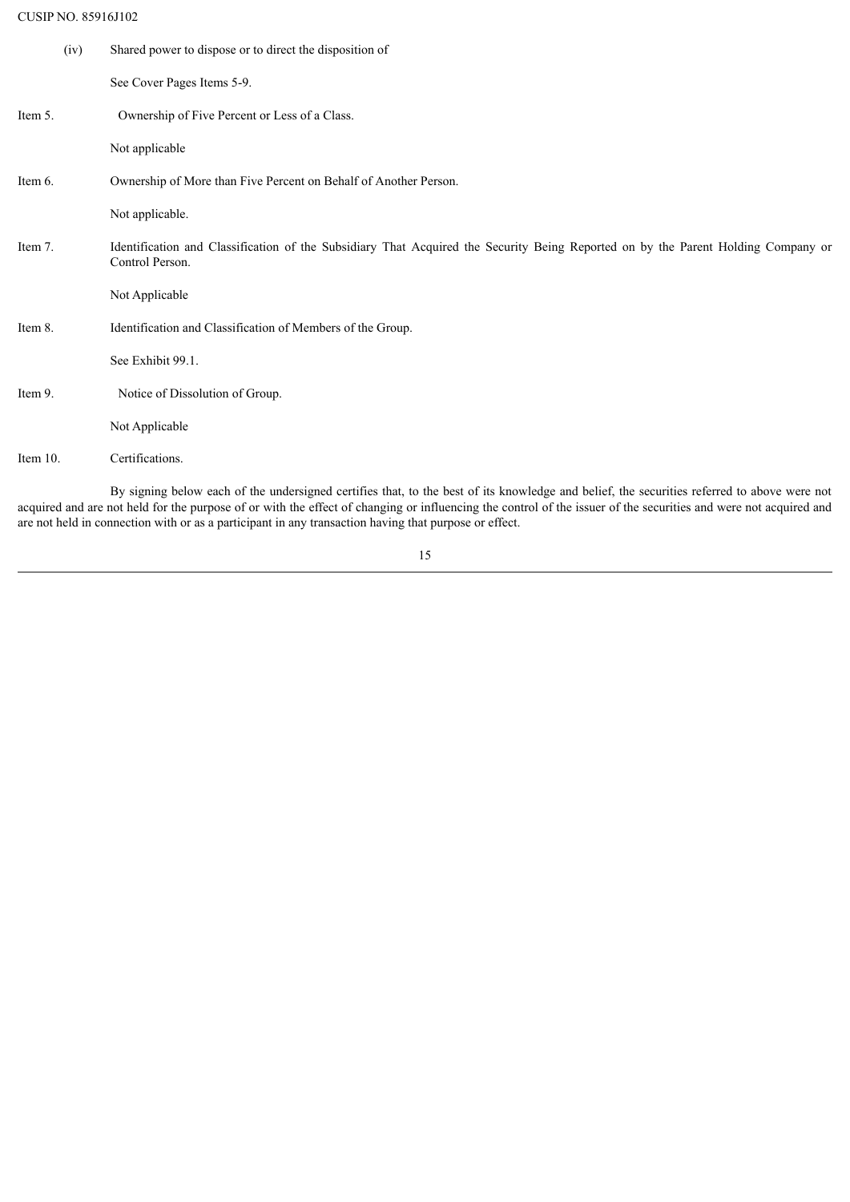CUSIP NO. 85916J102

(iv) Shared power to dispose or to direct the disposition of

See Cover Pages Items 5-9.

Item 5. Ownership of Five Percent or Less of a Class.

Not applicable

Item 6. Ownership of More than Five Percent on Behalf of Another Person.

Not applicable.

Item 7. Identification and Classification of the Subsidiary That Acquired the Security Being Reported on by the Parent Holding Company or Control Person.

Not Applicable

Item 8. Identification and Classification of Members of the Group.

See Exhibit 99.1.

Item 9. Notice of Dissolution of Group.

Not Applicable

Item 10. Certifications.

By signing below each of the undersigned certifies that, to the best of its knowledge and belief, the securities referred to above were not acquired and are not held for the purpose of or with the effect of changing or influencing the control of the issuer of the securities and were not acquired and are not held in connection with or as a participant in any transaction having that purpose or effect.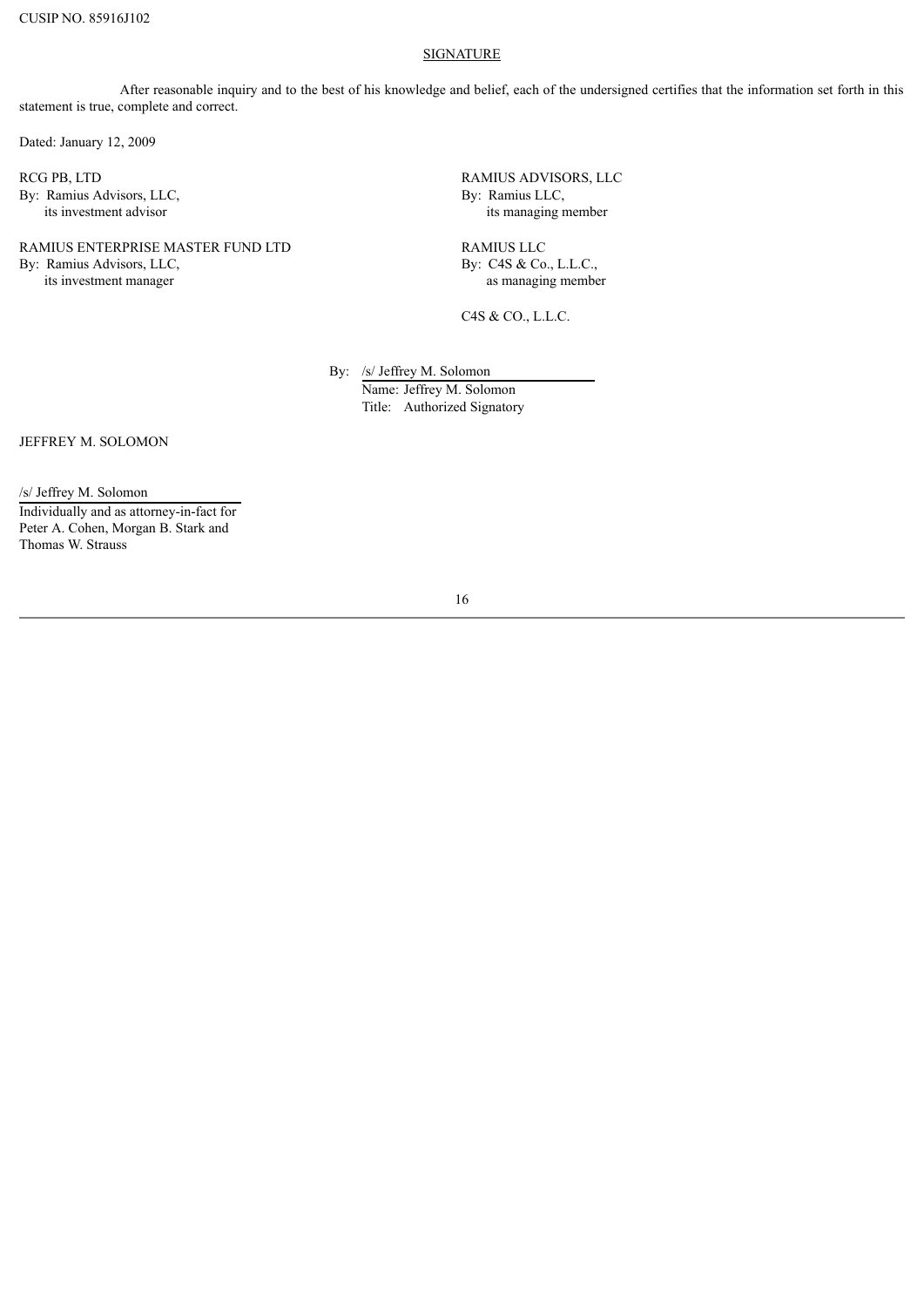CUSIP NO. 85916J102

## SIGNATURE

After reasonable inquiry and to the best of his knowledge and belief, each of the undersigned certifies that the information set forth in this statement is true, complete and correct.

Dated: January 12, 2009

RCG PB, LTD
By: Ramius Advisors, LLC,
its investment advisor

RAMIUS ENTERPRISE MASTER FUND LTD
By: Ramius Advisors, LLC,
its investment manager

RAMIUS ADVISORS, LLC
By: Ramius LLC,
its managing member

RAMIUS LLC
By: C4S & Co., L.L.C.,
as managing member

C4S & CO., L.L.C.

By: /s/ Jeffrey M. Solomon
Name: Jeffrey M. Solomon
Title: Authorized Signatory

JEFFREY M. SOLOMON

/s/ Jeffrey M. Solomon
Individually and as attorney-in-fact for Peter A. Cohen, Morgan B. Stark and Thomas W. Strauss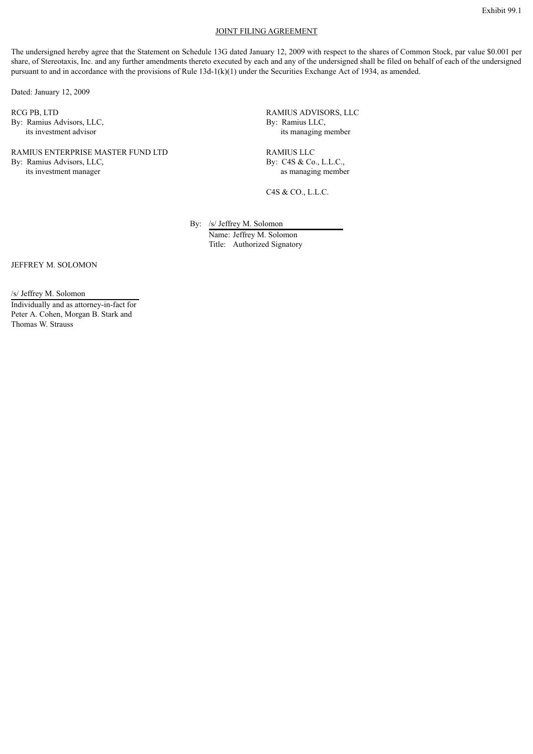Exhibit 99.1

JOINT FILING AGREEMENT

The undersigned hereby agree that the Statement on Schedule 13G dated January 12, 2009 with respect to the shares of Common Stock, par value $0.001 per share, of Stereotaxis, Inc. and any further amendments thereto executed by each and any of the undersigned shall be filed on behalf of each of the undersigned pursuant to and in accordance with the provisions of Rule 13d-1(k)(1) under the Securities Exchange Act of 1934, as amended.

Dated: January 12, 2009

RCG PB, LTD
By: Ramius Advisors, LLC,
its investment advisor

RAMIUS ENTERPRISE MASTER FUND LTD
By: Ramius Advisors, LLC,
its investment manager

RAMIUS ADVISORS, LLC
By: Ramius LLC,
its managing member

RAMIUS LLC
By: C4S & Co., L.L.C.,
as managing member

C4S & CO., L.L.C.

By: /s/ Jeffrey M. Solomon
Name: Jeffrey M. Solomon
Title: Authorized Signatory

JEFFREY M. SOLOMON

/s/ Jeffrey M. Solomon
Individually and as attorney-in-fact for
Peter A. Cohen, Morgan B. Stark and
Thomas W. Strauss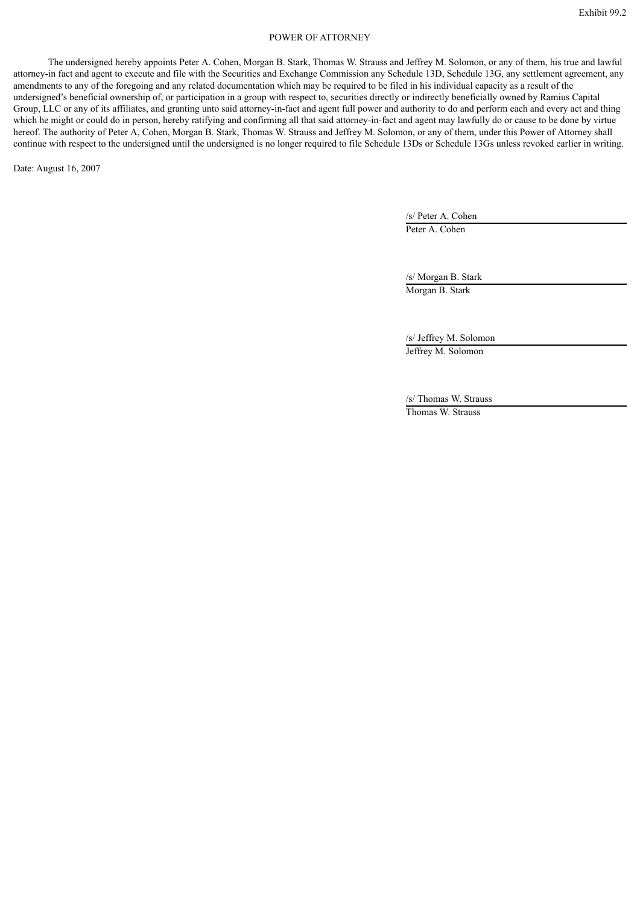Exhibit 99.2

POWER OF ATTORNEY

The undersigned hereby appoints Peter A. Cohen, Morgan B. Stark, Thomas W. Strauss and Jeffrey M. Solomon, or any of them, his true and lawful attorney-in fact and agent to execute and file with the Securities and Exchange Commission any Schedule 13D, Schedule 13G, any settlement agreement, any amendments to any of the foregoing and any related documentation which may be required to be filed in his individual capacity as a result of the undersigned's beneficial ownership of, or participation in a group with respect to, securities directly or indirectly beneficially owned by Ramius Capital Group, LLC or any of its affiliates, and granting unto said attorney-in-fact and agent full power and authority to do and perform each and every act and thing which he might or could do in person, hereby ratifying and confirming all that said attorney-in-fact and agent may lawfully do or cause to be done by virtue hereof. The authority of Peter A, Cohen, Morgan B. Stark, Thomas W. Strauss and Jeffrey M. Solomon, or any of them, under this Power of Attorney shall continue with respect to the undersigned until the undersigned is no longer required to file Schedule 13Ds or Schedule 13Gs unless revoked earlier in writing.

Date: August 16, 2007

/s/ Peter A. Cohen
Peter A. Cohen

/s/ Morgan B. Stark
Morgan B. Stark

/s/ Jeffrey M. Solomon
Jeffrey M. Solomon

/s/ Thomas W. Strauss
Thomas W. Strauss